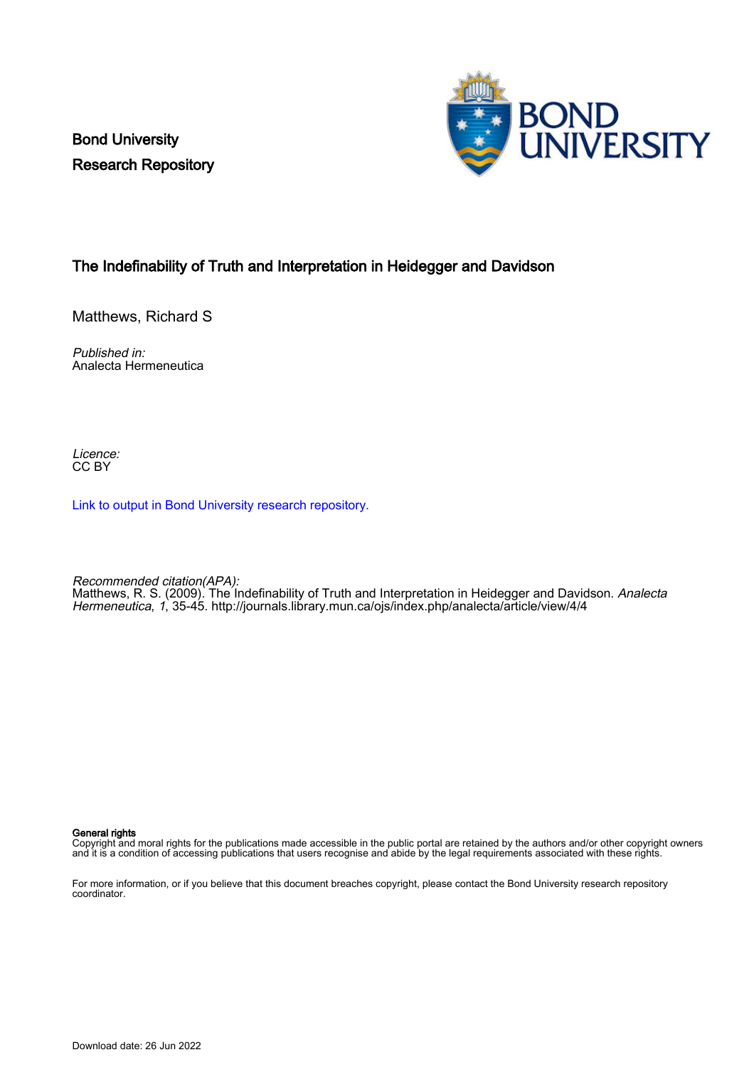Bond University
Research Repository

## The Indefinability of Truth and Interpretation in Heidegger and Davidson

Matthews, Richard S

*Published in:*
Analecta Hermeneutica

*Licence:*
CC BY

Link to output in Bond University research repository.

*Recommended citation(APA):*
Matthews, R. S. (2009). The Indefinability of Truth and Interpretation in Heidegger and Davidson. *Analecta Hermeneutica*, *1*, 35-45. http://journals.library.mun.ca/ojs/index.php/analecta/article/view/4/4

**General rights**
Copyright and moral rights for the publications made accessible in the public portal are retained by the authors and/or other copyright owners and it is a condition of accessing publications that users recognise and abide by the legal requirements associated with these rights.

For more information, or if you believe that this document breaches copyright, please contact the Bond University research repository coordinator.

Download date: 26 Jun 2022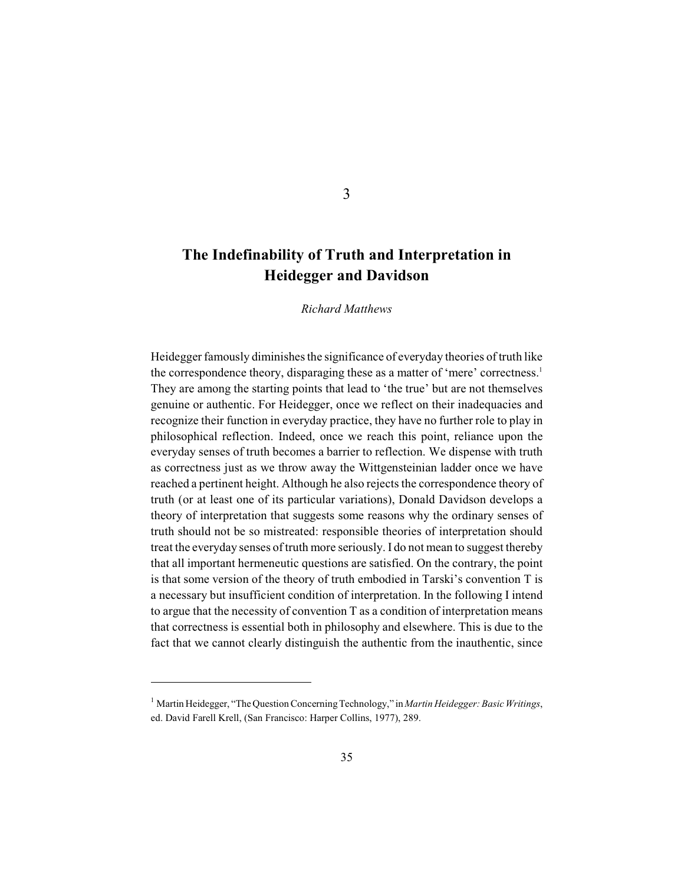# 3

## The Indefinability of Truth and Interpretation in Heidegger and Davidson

*Richard Matthews*

Heidegger famously diminishes the significance of everyday theories of truth like the correspondence theory, disparaging these as a matter of 'mere' correctness.[1] They are among the starting points that lead to 'the true' but are not themselves genuine or authentic. For Heidegger, once we reflect on their inadequacies and recognize their function in everyday practice, they have no further role to play in philosophical reflection. Indeed, once we reach this point, reliance upon the everyday senses of truth becomes a barrier to reflection. We dispense with truth as correctness just as we throw away the Wittgensteinian ladder once we have reached a pertinent height. Although he also rejects the correspondence theory of truth (or at least one of its particular variations), Donald Davidson develops a theory of interpretation that suggests some reasons why the ordinary senses of truth should not be so mistreated: responsible theories of interpretation should treat the everyday senses of truth more seriously. I do not mean to suggest thereby that all important hermeneutic questions are satisfied. On the contrary, the point is that some version of the theory of truth embodied in Tarski's convention T is a necessary but insufficient condition of interpretation. In the following I intend to argue that the necessity of convention T as a condition of interpretation means that correctness is essential both in philosophy and elsewhere. This is due to the fact that we cannot clearly distinguish the authentic from the inauthentic, since

[1] Martin Heidegger, "The Question Concerning Technology," in *Martin Heidegger: Basic Writings*, ed. David Farell Krell, (San Francisco: Harper Collins, 1977), 289.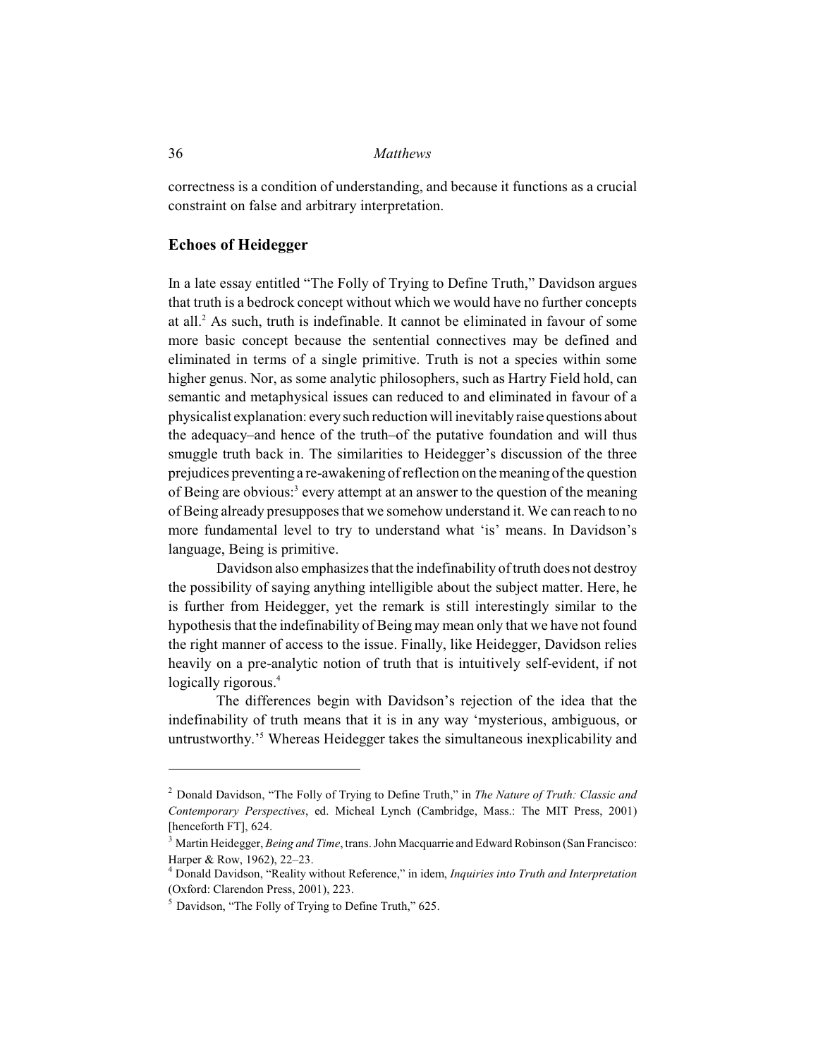correctness is a condition of understanding, and because it functions as a crucial constraint on false and arbitrary interpretation.

## Echoes of Heidegger

In a late essay entitled "The Folly of Trying to Define Truth," Davidson argues that truth is a bedrock concept without which we would have no further concepts at all.[2] As such, truth is indefinable. It cannot be eliminated in favour of some more basic concept because the sentential connectives may be defined and eliminated in terms of a single primitive. Truth is not a species within some higher genus. Nor, as some analytic philosophers, such as Hartry Field hold, can semantic and metaphysical issues can reduced to and eliminated in favour of a physicalist explanation: every such reduction will inevitably raise questions about the adequacy–and hence of the truth–of the putative foundation and will thus smuggle truth back in. The similarities to Heidegger's discussion of the three prejudices preventing a re-awakening of reflection on the meaning of the question of Being are obvious:[3] every attempt at an answer to the question of the meaning of Being already presupposes that we somehow understand it. We can reach to no more fundamental level to try to understand what 'is' means. In Davidson's language, Being is primitive.

Davidson also emphasizes that the indefinability of truth does not destroy the possibility of saying anything intelligible about the subject matter. Here, he is further from Heidegger, yet the remark is still interestingly similar to the hypothesis that the indefinability of Being may mean only that we have not found the right manner of access to the issue. Finally, like Heidegger, Davidson relies heavily on a pre-analytic notion of truth that is intuitively self-evident, if not logically rigorous.[4]

The differences begin with Davidson's rejection of the idea that the indefinability of truth means that it is in any way 'mysterious, ambiguous, or untrustworthy.'[5] Whereas Heidegger takes the simultaneous inexplicability and

---

[2] Donald Davidson, "The Folly of Trying to Define Truth," in *The Nature of Truth: Classic and Contemporary Perspectives*, ed. Micheal Lynch (Cambridge, Mass.: The MIT Press, 2001) [henceforth FT], 624.

[3] Martin Heidegger, *Being and Time*, trans. John Macquarrie and Edward Robinson (San Francisco: Harper & Row, 1962), 22–23.

[4] Donald Davidson, "Reality without Reference," in idem, *Inquiries into Truth and Interpretation* (Oxford: Clarendon Press, 2001), 223.

[5] Davidson, "The Folly of Trying to Define Truth," 625.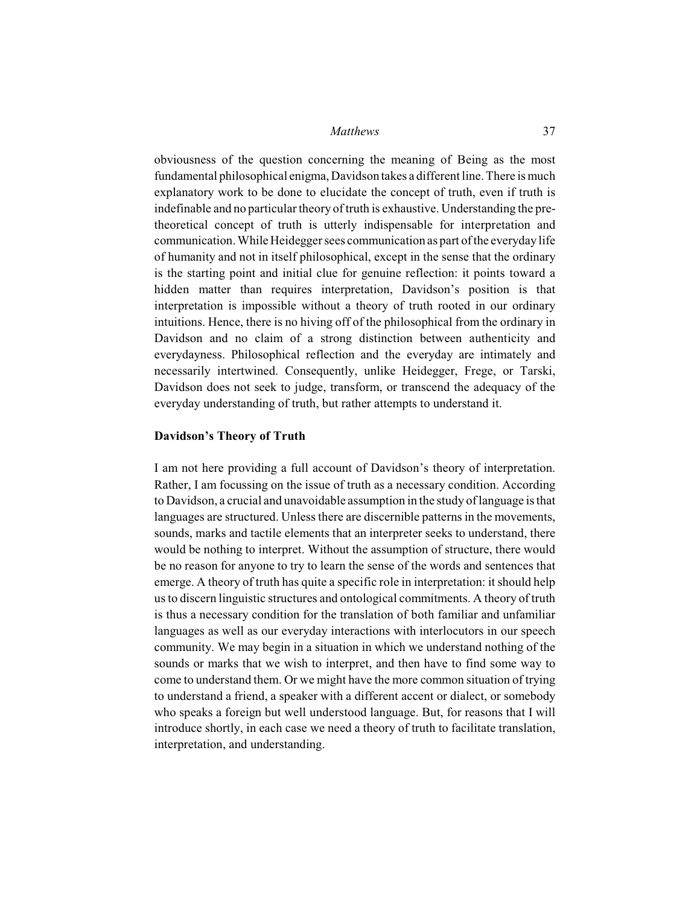obviousness of the question concerning the meaning of Being as the most fundamental philosophical enigma, Davidson takes a different line. There is much explanatory work to be done to elucidate the concept of truth, even if truth is indefinable and no particular theory of truth is exhaustive. Understanding the pre-theoretical concept of truth is utterly indispensable for interpretation and communication. While Heidegger sees communication as part of the everyday life of humanity and not in itself philosophical, except in the sense that the ordinary is the starting point and initial clue for genuine reflection: it points toward a hidden matter than requires interpretation, Davidson's position is that interpretation is impossible without a theory of truth rooted in our ordinary intuitions. Hence, there is no hiving off of the philosophical from the ordinary in Davidson and no claim of a strong distinction between authenticity and everydayness. Philosophical reflection and the everyday are intimately and necessarily intertwined. Consequently, unlike Heidegger, Frege, or Tarski, Davidson does not seek to judge, transform, or transcend the adequacy of the everyday understanding of truth, but rather attempts to understand it.

**Davidson's Theory of Truth**

I am not here providing a full account of Davidson's theory of interpretation. Rather, I am focussing on the issue of truth as a necessary condition. According to Davidson, a crucial and unavoidable assumption in the study of language is that languages are structured. Unless there are discernible patterns in the movements, sounds, marks and tactile elements that an interpreter seeks to understand, there would be nothing to interpret. Without the assumption of structure, there would be no reason for anyone to try to learn the sense of the words and sentences that emerge. A theory of truth has quite a specific role in interpretation: it should help us to discern linguistic structures and ontological commitments. A theory of truth is thus a necessary condition for the translation of both familiar and unfamiliar languages as well as our everyday interactions with interlocutors in our speech community. We may begin in a situation in which we understand nothing of the sounds or marks that we wish to interpret, and then have to find some way to come to understand them. Or we might have the more common situation of trying to understand a friend, a speaker with a different accent or dialect, or somebody who speaks a foreign but well understood language. But, for reasons that I will introduce shortly, in each case we need a theory of truth to facilitate translation, interpretation, and understanding.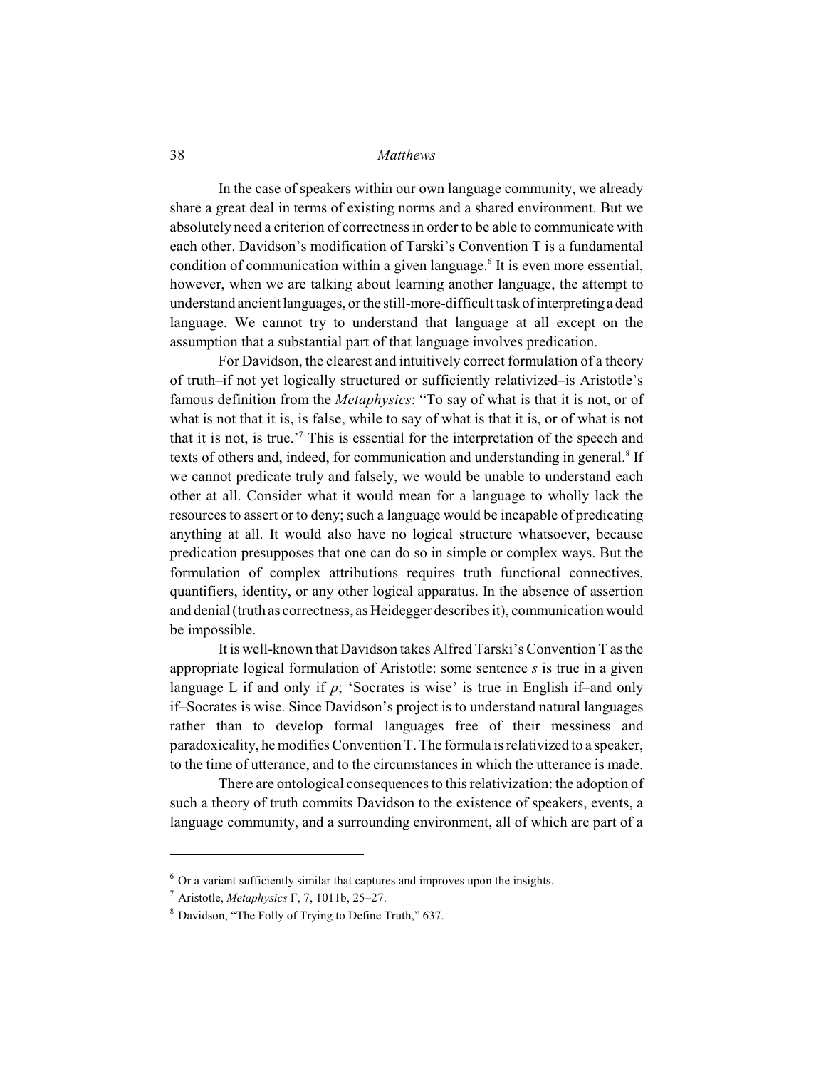In the case of speakers within our own language community, we already share a great deal in terms of existing norms and a shared environment. But we absolutely need a criterion of correctness in order to be able to communicate with each other. Davidson's modification of Tarski's Convention T is a fundamental condition of communication within a given language.[6] It is even more essential, however, when we are talking about learning another language, the attempt to understand ancient languages, or the still-more-difficult task of interpreting a dead language. We cannot try to understand that language at all except on the assumption that a substantial part of that language involves predication.

For Davidson, the clearest and intuitively correct formulation of a theory of truth–if not yet logically structured or sufficiently relativized–is Aristotle's famous definition from the *Metaphysics*: "To say of what is that it is not, or of what is not that it is, is false, while to say of what is that it is, or of what is not that it is not, is true.'[7] This is essential for the interpretation of the speech and texts of others and, indeed, for communication and understanding in general.[8] If we cannot predicate truly and falsely, we would be unable to understand each other at all. Consider what it would mean for a language to wholly lack the resources to assert or to deny; such a language would be incapable of predicating anything at all. It would also have no logical structure whatsoever, because predication presupposes that one can do so in simple or complex ways. But the formulation of complex attributions requires truth functional connectives, quantifiers, identity, or any other logical apparatus. In the absence of assertion and denial (truth as correctness, as Heidegger describes it), communication would be impossible.

It is well-known that Davidson takes Alfred Tarski's Convention T as the appropriate logical formulation of Aristotle: some sentence *s* is true in a given language L if and only if *p*; 'Socrates is wise' is true in English if–and only if–Socrates is wise. Since Davidson's project is to understand natural languages rather than to develop formal languages free of their messiness and paradoxicality, he modifies Convention T. The formula is relativized to a speaker, to the time of utterance, and to the circumstances in which the utterance is made.

There are ontological consequences to this relativization: the adoption of such a theory of truth commits Davidson to the existence of speakers, events, a language community, and a surrounding environment, all of which are part of a

---

[6] Or a variant sufficiently similar that captures and improves upon the insights.

[7] Aristotle, *Metaphysics* Γ, 7, 1011b, 25–27.

[8] Davidson, "The Folly of Trying to Define Truth," 637.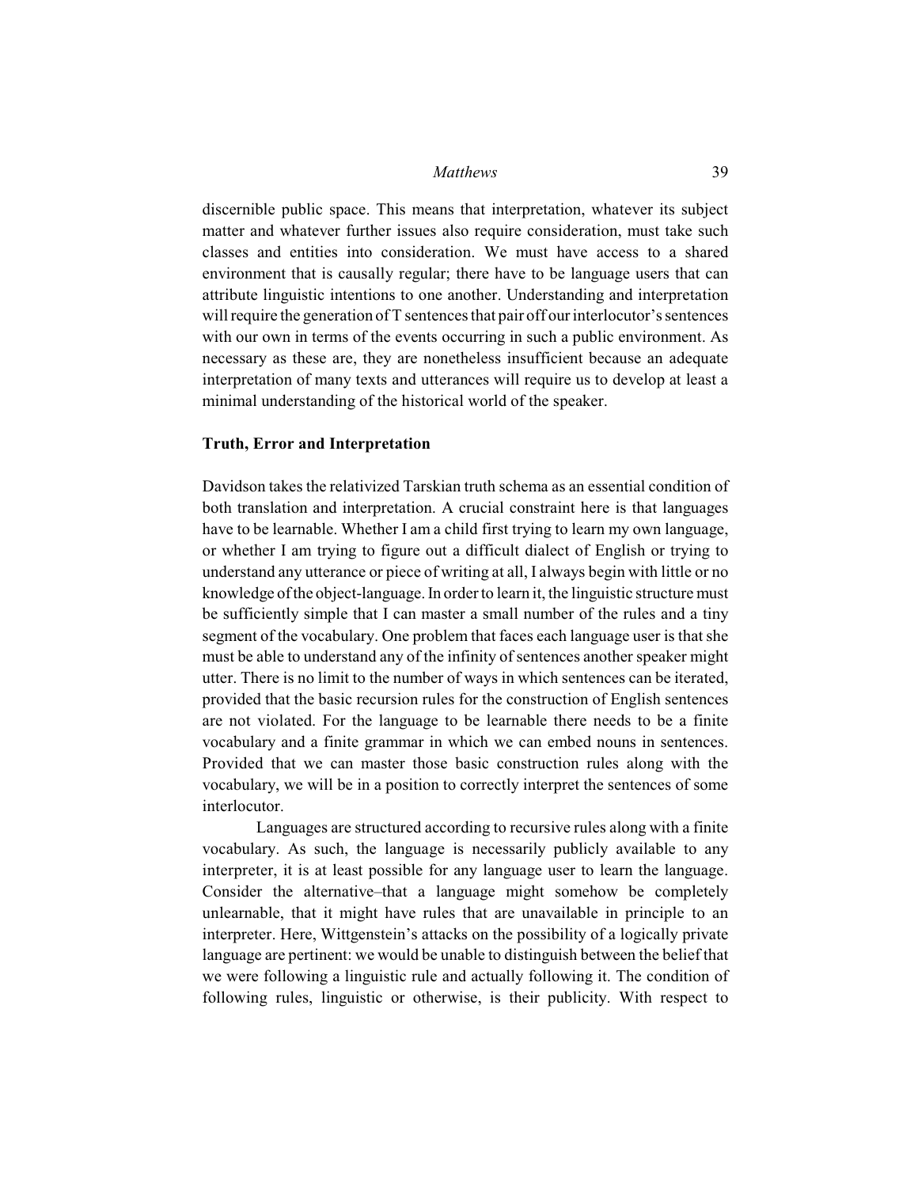discernible public space. This means that interpretation, whatever its subject matter and whatever further issues also require consideration, must take such classes and entities into consideration. We must have access to a shared environment that is causally regular; there have to be language users that can attribute linguistic intentions to one another. Understanding and interpretation will require the generation of T sentences that pair off our interlocutor's sentences with our own in terms of the events occurring in such a public environment. As necessary as these are, they are nonetheless insufficient because an adequate interpretation of many texts and utterances will require us to develop at least a minimal understanding of the historical world of the speaker.

## Truth, Error and Interpretation

Davidson takes the relativized Tarskian truth schema as an essential condition of both translation and interpretation. A crucial constraint here is that languages have to be learnable. Whether I am a child first trying to learn my own language, or whether I am trying to figure out a difficult dialect of English or trying to understand any utterance or piece of writing at all, I always begin with little or no knowledge of the object-language. In order to learn it, the linguistic structure must be sufficiently simple that I can master a small number of the rules and a tiny segment of the vocabulary. One problem that faces each language user is that she must be able to understand any of the infinity of sentences another speaker might utter. There is no limit to the number of ways in which sentences can be iterated, provided that the basic recursion rules for the construction of English sentences are not violated. For the language to be learnable there needs to be a finite vocabulary and a finite grammar in which we can embed nouns in sentences. Provided that we can master those basic construction rules along with the vocabulary, we will be in a position to correctly interpret the sentences of some interlocutor.

Languages are structured according to recursive rules along with a finite vocabulary. As such, the language is necessarily publicly available to any interpreter, it is at least possible for any language user to learn the language. Consider the alternative–that a language might somehow be completely unlearnable, that it might have rules that are unavailable in principle to an interpreter. Here, Wittgenstein's attacks on the possibility of a logically private language are pertinent: we would be unable to distinguish between the belief that we were following a linguistic rule and actually following it. The condition of following rules, linguistic or otherwise, is their publicity. With respect to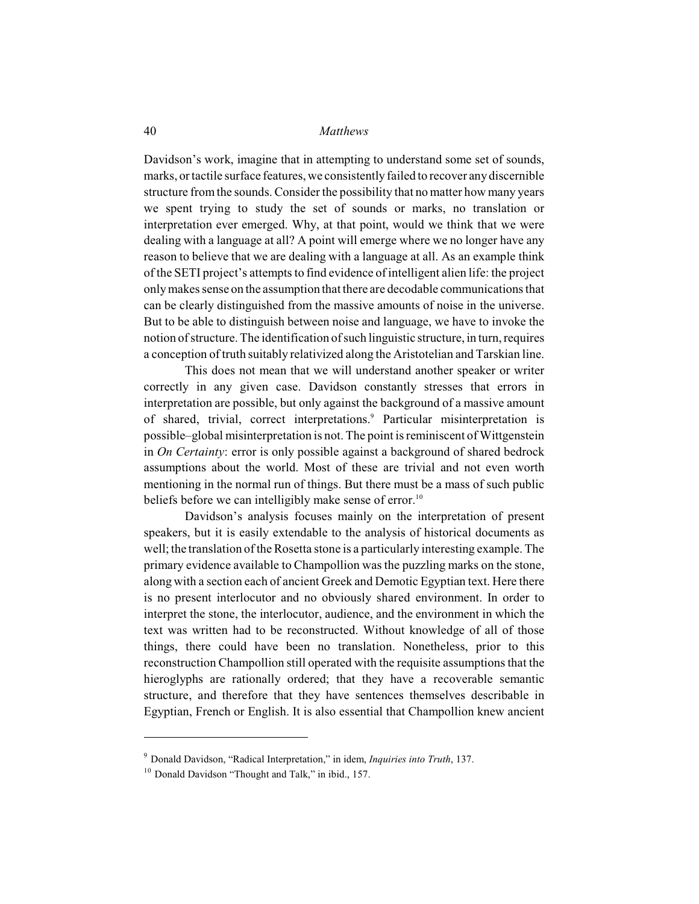Davidson's work, imagine that in attempting to understand some set of sounds, marks, or tactile surface features, we consistently failed to recover any discernible structure from the sounds. Consider the possibility that no matter how many years we spent trying to study the set of sounds or marks, no translation or interpretation ever emerged. Why, at that point, would we think that we were dealing with a language at all? A point will emerge where we no longer have any reason to believe that we are dealing with a language at all. As an example think of the SETI project's attempts to find evidence of intelligent alien life: the project only makes sense on the assumption that there are decodable communications that can be clearly distinguished from the massive amounts of noise in the universe. But to be able to distinguish between noise and language, we have to invoke the notion of structure. The identification of such linguistic structure, in turn, requires a conception of truth suitably relativized along the Aristotelian and Tarskian line.

This does not mean that we will understand another speaker or writer correctly in any given case. Davidson constantly stresses that errors in interpretation are possible, but only against the background of a massive amount of shared, trivial, correct interpretations.[9] Particular misinterpretation is possible–global misinterpretation is not. The point is reminiscent of Wittgenstein in *On Certainty*: error is only possible against a background of shared bedrock assumptions about the world. Most of these are trivial and not even worth mentioning in the normal run of things. But there must be a mass of such public beliefs before we can intelligibly make sense of error.[10]

Davidson's analysis focuses mainly on the interpretation of present speakers, but it is easily extendable to the analysis of historical documents as well; the translation of the Rosetta stone is a particularly interesting example. The primary evidence available to Champollion was the puzzling marks on the stone, along with a section each of ancient Greek and Demotic Egyptian text. Here there is no present interlocutor and no obviously shared environment. In order to interpret the stone, the interlocutor, audience, and the environment in which the text was written had to be reconstructed. Without knowledge of all of those things, there could have been no translation. Nonetheless, prior to this reconstruction Champollion still operated with the requisite assumptions that the hieroglyphs are rationally ordered; that they have a recoverable semantic structure, and therefore that they have sentences themselves describable in Egyptian, French or English. It is also essential that Champollion knew ancient

---

[9] Donald Davidson, "Radical Interpretation," in idem, *Inquiries into Truth*, 137.

[10] Donald Davidson "Thought and Talk," in ibid., 157.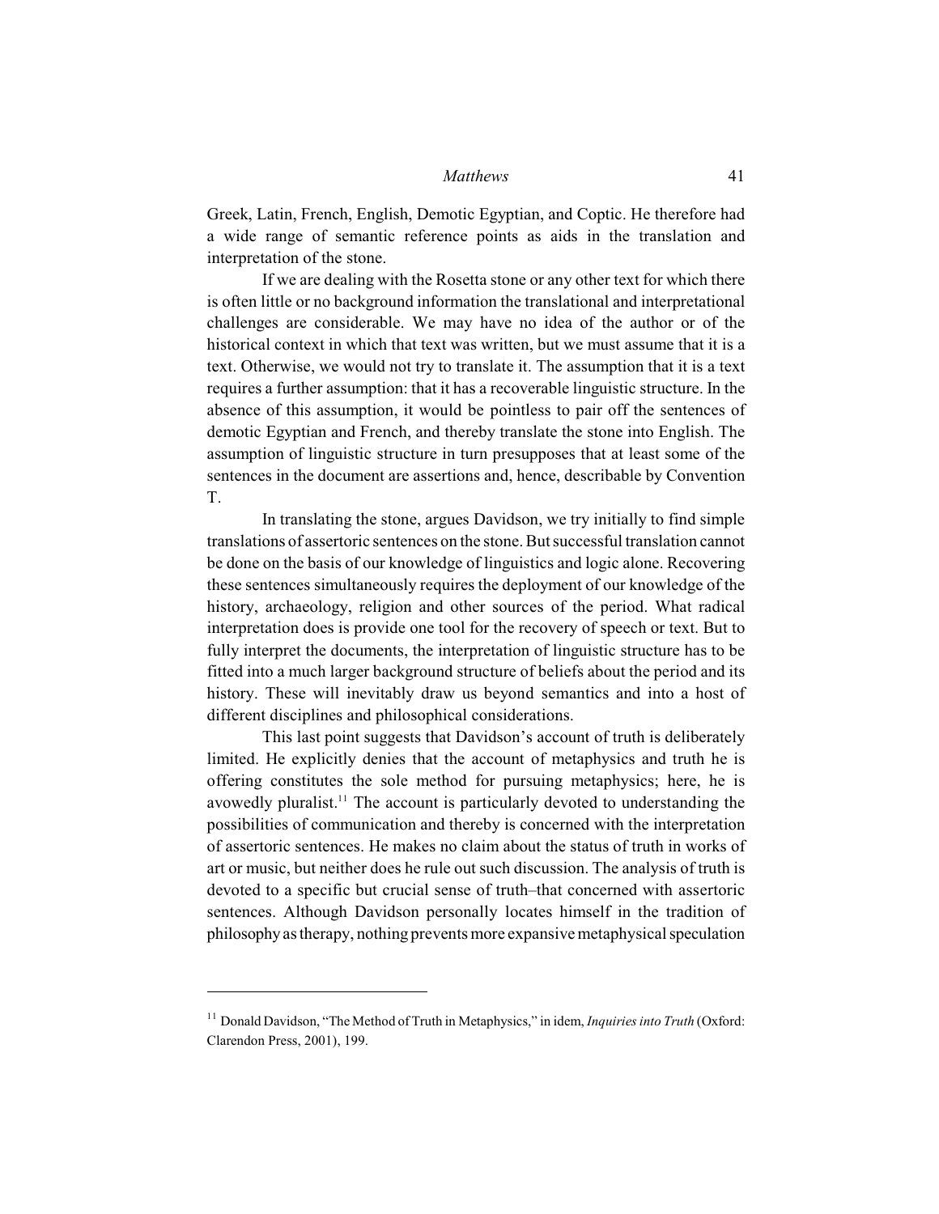Greek, Latin, French, English, Demotic Egyptian, and Coptic. He therefore had a wide range of semantic reference points as aids in the translation and interpretation of the stone.

If we are dealing with the Rosetta stone or any other text for which there is often little or no background information the translational and interpretational challenges are considerable. We may have no idea of the author or of the historical context in which that text was written, but we must assume that it is a text. Otherwise, we would not try to translate it. The assumption that it is a text requires a further assumption: that it has a recoverable linguistic structure. In the absence of this assumption, it would be pointless to pair off the sentences of demotic Egyptian and French, and thereby translate the stone into English. The assumption of linguistic structure in turn presupposes that at least some of the sentences in the document are assertions and, hence, describable by Convention T.

In translating the stone, argues Davidson, we try initially to find simple translations of assertoric sentences on the stone. But successful translation cannot be done on the basis of our knowledge of linguistics and logic alone. Recovering these sentences simultaneously requires the deployment of our knowledge of the history, archaeology, religion and other sources of the period. What radical interpretation does is provide one tool for the recovery of speech or text. But to fully interpret the documents, the interpretation of linguistic structure has to be fitted into a much larger background structure of beliefs about the period and its history. These will inevitably draw us beyond semantics and into a host of different disciplines and philosophical considerations.

This last point suggests that Davidson's account of truth is deliberately limited. He explicitly denies that the account of metaphysics and truth he is offering constitutes the sole method for pursuing metaphysics; here, he is avowedly pluralist.[11] The account is particularly devoted to understanding the possibilities of communication and thereby is concerned with the interpretation of assertoric sentences. He makes no claim about the status of truth in works of art or music, but neither does he rule out such discussion. The analysis of truth is devoted to a specific but crucial sense of truth–that concerned with assertoric sentences. Although Davidson personally locates himself in the tradition of philosophy as therapy, nothing prevents more expansive metaphysical speculation

---

[11] Donald Davidson, "The Method of Truth in Metaphysics," in idem, *Inquiries into Truth* (Oxford: Clarendon Press, 2001), 199.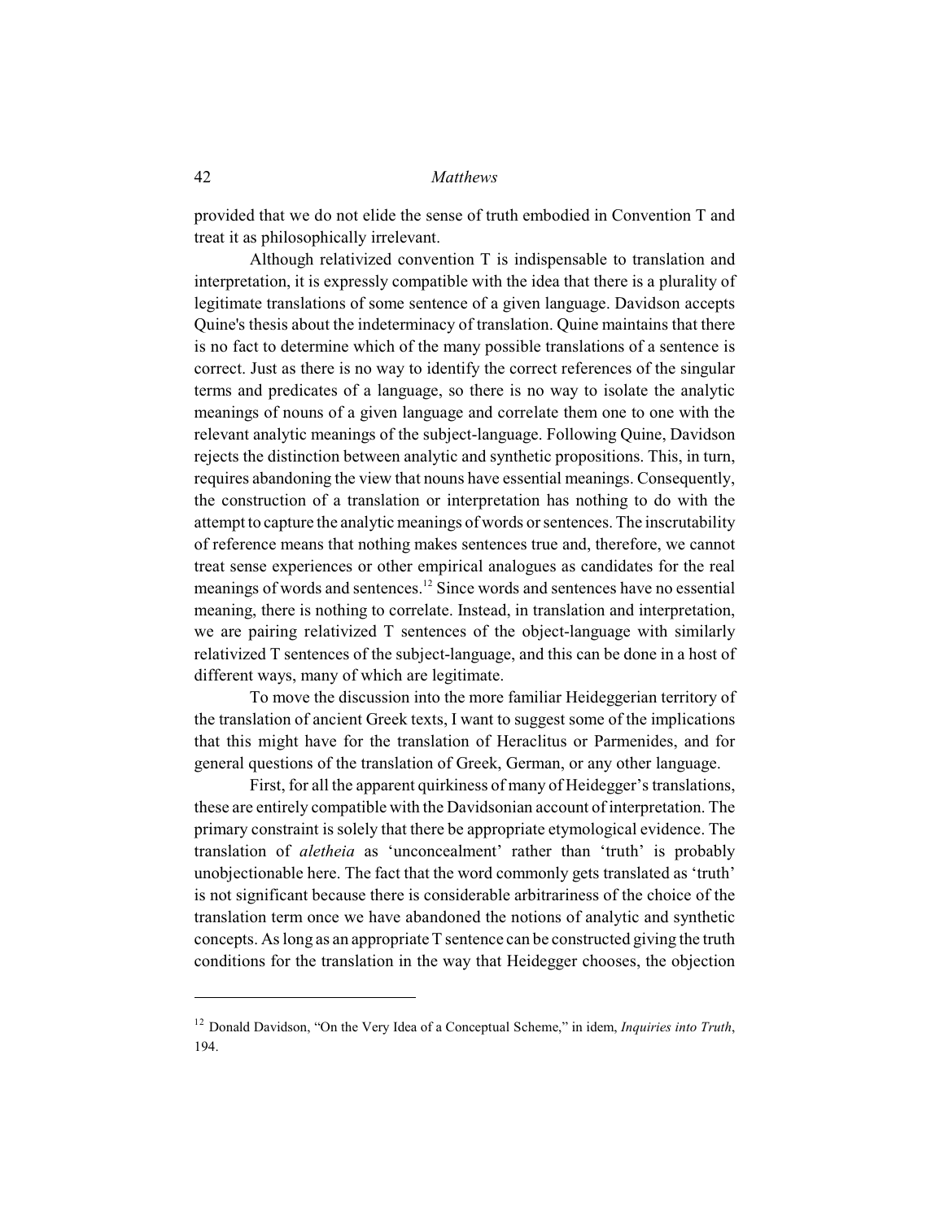provided that we do not elide the sense of truth embodied in Convention T and treat it as philosophically irrelevant.

Although relativized convention T is indispensable to translation and interpretation, it is expressly compatible with the idea that there is a plurality of legitimate translations of some sentence of a given language. Davidson accepts Quine's thesis about the indeterminacy of translation. Quine maintains that there is no fact to determine which of the many possible translations of a sentence is correct. Just as there is no way to identify the correct references of the singular terms and predicates of a language, so there is no way to isolate the analytic meanings of nouns of a given language and correlate them one to one with the relevant analytic meanings of the subject-language. Following Quine, Davidson rejects the distinction between analytic and synthetic propositions. This, in turn, requires abandoning the view that nouns have essential meanings. Consequently, the construction of a translation or interpretation has nothing to do with the attempt to capture the analytic meanings of words or sentences. The inscrutability of reference means that nothing makes sentences true and, therefore, we cannot treat sense experiences or other empirical analogues as candidates for the real meanings of words and sentences.[12] Since words and sentences have no essential meaning, there is nothing to correlate. Instead, in translation and interpretation, we are pairing relativized T sentences of the object-language with similarly relativized T sentences of the subject-language, and this can be done in a host of different ways, many of which are legitimate.

To move the discussion into the more familiar Heideggerian territory of the translation of ancient Greek texts, I want to suggest some of the implications that this might have for the translation of Heraclitus or Parmenides, and for general questions of the translation of Greek, German, or any other language.

First, for all the apparent quirkiness of many of Heidegger's translations, these are entirely compatible with the Davidsonian account of interpretation. The primary constraint is solely that there be appropriate etymological evidence. The translation of *aletheia* as 'unconcealment' rather than 'truth' is probably unobjectionable here. The fact that the word commonly gets translated as 'truth' is not significant because there is considerable arbitrariness of the choice of the translation term once we have abandoned the notions of analytic and synthetic concepts. As long as an appropriate T sentence can be constructed giving the truth conditions for the translation in the way that Heidegger chooses, the objection

---

[12] Donald Davidson, "On the Very Idea of a Conceptual Scheme," in idem, *Inquiries into Truth*, 194.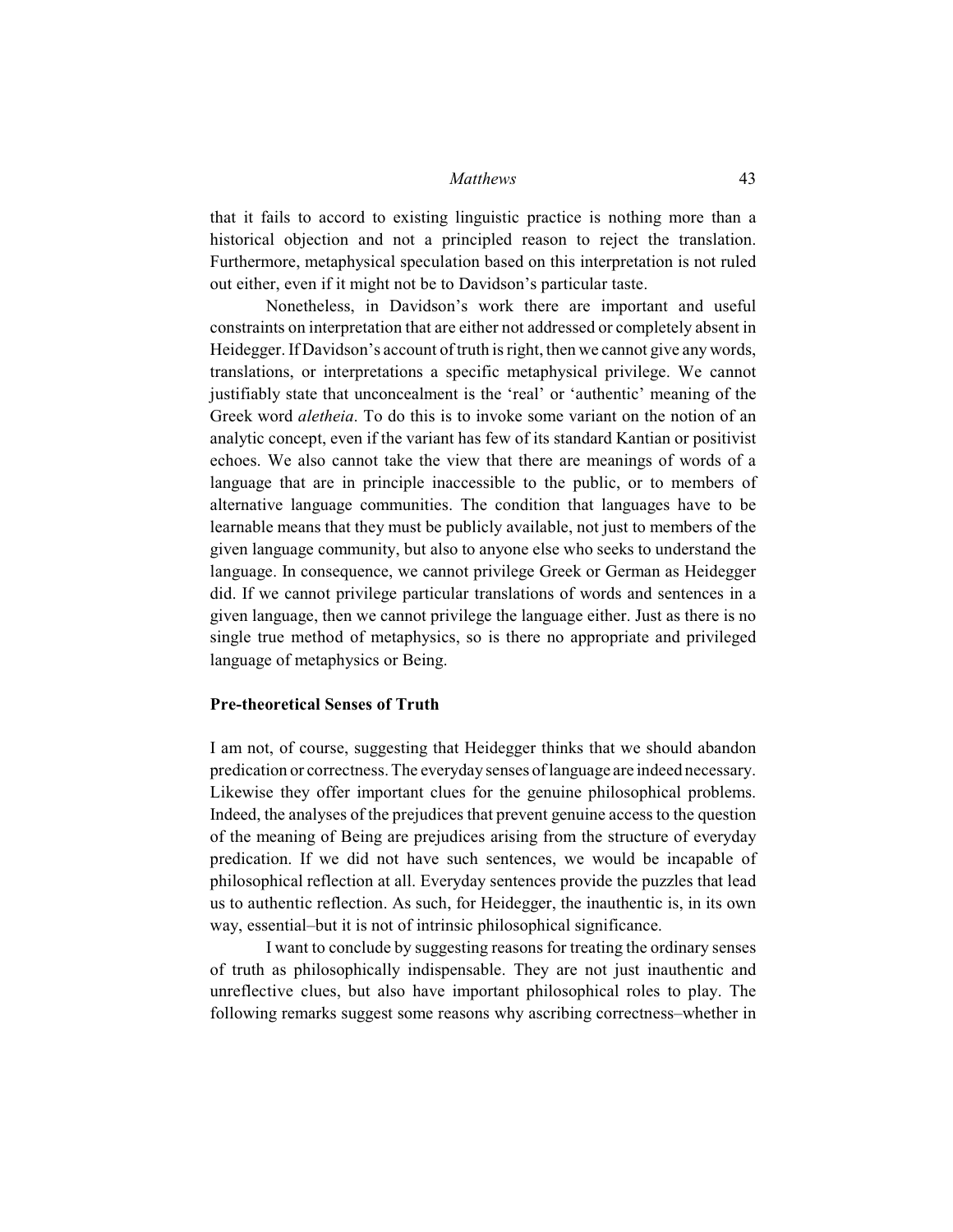that it fails to accord to existing linguistic practice is nothing more than a historical objection and not a principled reason to reject the translation. Furthermore, metaphysical speculation based on this interpretation is not ruled out either, even if it might not be to Davidson's particular taste.

Nonetheless, in Davidson's work there are important and useful constraints on interpretation that are either not addressed or completely absent in Heidegger. If Davidson's account of truth is right, then we cannot give any words, translations, or interpretations a specific metaphysical privilege. We cannot justifiably state that unconcealment is the 'real' or 'authentic' meaning of the Greek word *aletheia*. To do this is to invoke some variant on the notion of an analytic concept, even if the variant has few of its standard Kantian or positivist echoes. We also cannot take the view that there are meanings of words of a language that are in principle inaccessible to the public, or to members of alternative language communities. The condition that languages have to be learnable means that they must be publicly available, not just to members of the given language community, but also to anyone else who seeks to understand the language. In consequence, we cannot privilege Greek or German as Heidegger did. If we cannot privilege particular translations of words and sentences in a given language, then we cannot privilege the language either. Just as there is no single true method of metaphysics, so is there no appropriate and privileged language of metaphysics or Being.

### Pre-theoretical Senses of Truth

I am not, of course, suggesting that Heidegger thinks that we should abandon predication or correctness. The everyday senses of language are indeed necessary. Likewise they offer important clues for the genuine philosophical problems. Indeed, the analyses of the prejudices that prevent genuine access to the question of the meaning of Being are prejudices arising from the structure of everyday predication. If we did not have such sentences, we would be incapable of philosophical reflection at all. Everyday sentences provide the puzzles that lead us to authentic reflection. As such, for Heidegger, the inauthentic is, in its own way, essential–but it is not of intrinsic philosophical significance.

I want to conclude by suggesting reasons for treating the ordinary senses of truth as philosophically indispensable. They are not just inauthentic and unreflective clues, but also have important philosophical roles to play. The following remarks suggest some reasons why ascribing correctness–whether in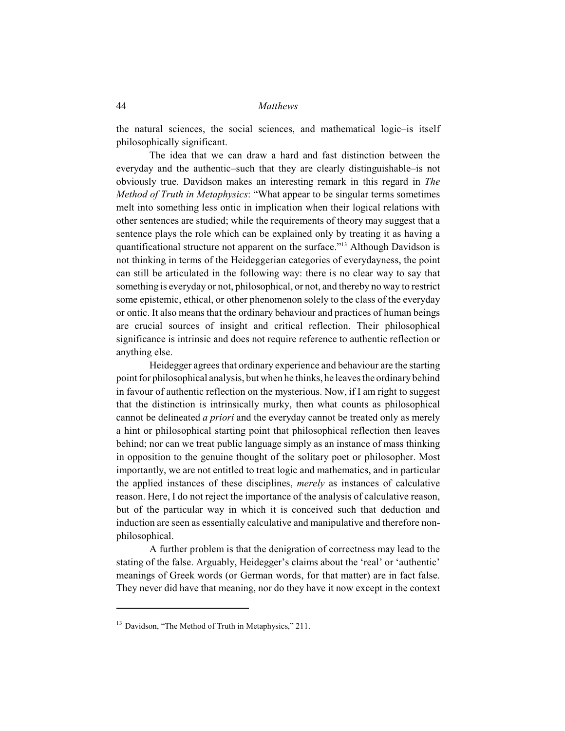the natural sciences, the social sciences, and mathematical logic–is itself philosophically significant.

The idea that we can draw a hard and fast distinction between the everyday and the authentic–such that they are clearly distinguishable–is not obviously true. Davidson makes an interesting remark in this regard in *The Method of Truth in Metaphysics*: "What appear to be singular terms sometimes melt into something less ontic in implication when their logical relations with other sentences are studied; while the requirements of theory may suggest that a sentence plays the role which can be explained only by treating it as having a quantificational structure not apparent on the surface."[13] Although Davidson is not thinking in terms of the Heideggerian categories of everydayness, the point can still be articulated in the following way: there is no clear way to say that something is everyday or not, philosophical, or not, and thereby no way to restrict some epistemic, ethical, or other phenomenon solely to the class of the everyday or ontic. It also means that the ordinary behaviour and practices of human beings are crucial sources of insight and critical reflection. Their philosophical significance is intrinsic and does not require reference to authentic reflection or anything else.

Heidegger agrees that ordinary experience and behaviour are the starting point for philosophical analysis, but when he thinks, he leaves the ordinary behind in favour of authentic reflection on the mysterious. Now, if I am right to suggest that the distinction is intrinsically murky, then what counts as philosophical cannot be delineated *a priori* and the everyday cannot be treated only as merely a hint or philosophical starting point that philosophical reflection then leaves behind; nor can we treat public language simply as an instance of mass thinking in opposition to the genuine thought of the solitary poet or philosopher. Most importantly, we are not entitled to treat logic and mathematics, and in particular the applied instances of these disciplines, *merely* as instances of calculative reason. Here, I do not reject the importance of the analysis of calculative reason, but of the particular way in which it is conceived such that deduction and induction are seen as essentially calculative and manipulative and therefore non-philosophical.

A further problem is that the denigration of correctness may lead to the stating of the false. Arguably, Heidegger's claims about the 'real' or 'authentic' meanings of Greek words (or German words, for that matter) are in fact false. They never did have that meaning, nor do they have it now except in the context

---

[13] Davidson, "The Method of Truth in Metaphysics," 211.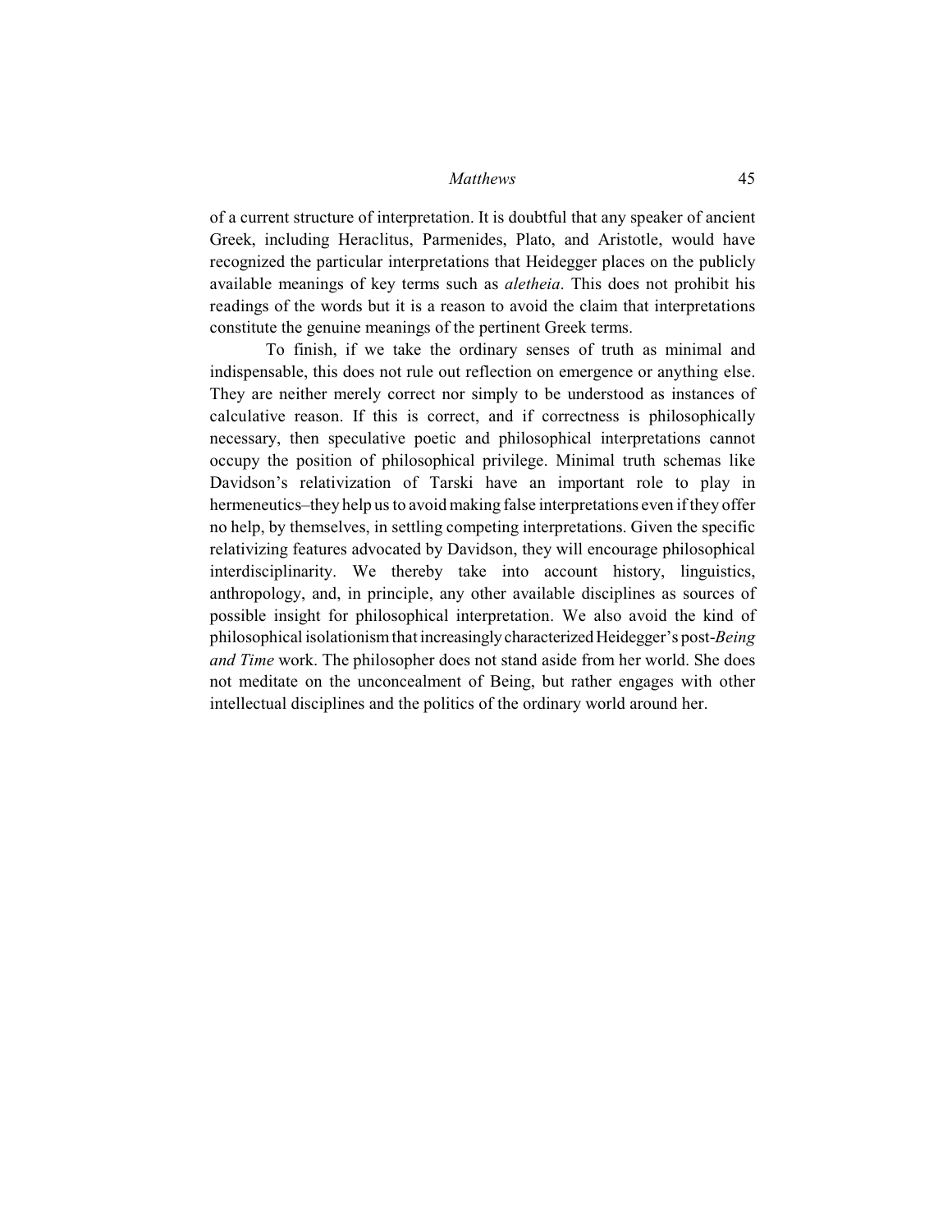of a current structure of interpretation. It is doubtful that any speaker of ancient Greek, including Heraclitus, Parmenides, Plato, and Aristotle, would have recognized the particular interpretations that Heidegger places on the publicly available meanings of key terms such as *aletheia*. This does not prohibit his readings of the words but it is a reason to avoid the claim that interpretations constitute the genuine meanings of the pertinent Greek terms.

To finish, if we take the ordinary senses of truth as minimal and indispensable, this does not rule out reflection on emergence or anything else. They are neither merely correct nor simply to be understood as instances of calculative reason. If this is correct, and if correctness is philosophically necessary, then speculative poetic and philosophical interpretations cannot occupy the position of philosophical privilege. Minimal truth schemas like Davidson's relativization of Tarski have an important role to play in hermeneutics–they help us to avoid making false interpretations even if they offer no help, by themselves, in settling competing interpretations. Given the specific relativizing features advocated by Davidson, they will encourage philosophical interdisciplinarity. We thereby take into account history, linguistics, anthropology, and, in principle, any other available disciplines as sources of possible insight for philosophical interpretation. We also avoid the kind of philosophical isolationism that increasingly characterized Heidegger's post-*Being and Time* work. The philosopher does not stand aside from her world. She does not meditate on the unconcealment of Being, but rather engages with other intellectual disciplines and the politics of the ordinary world around her.